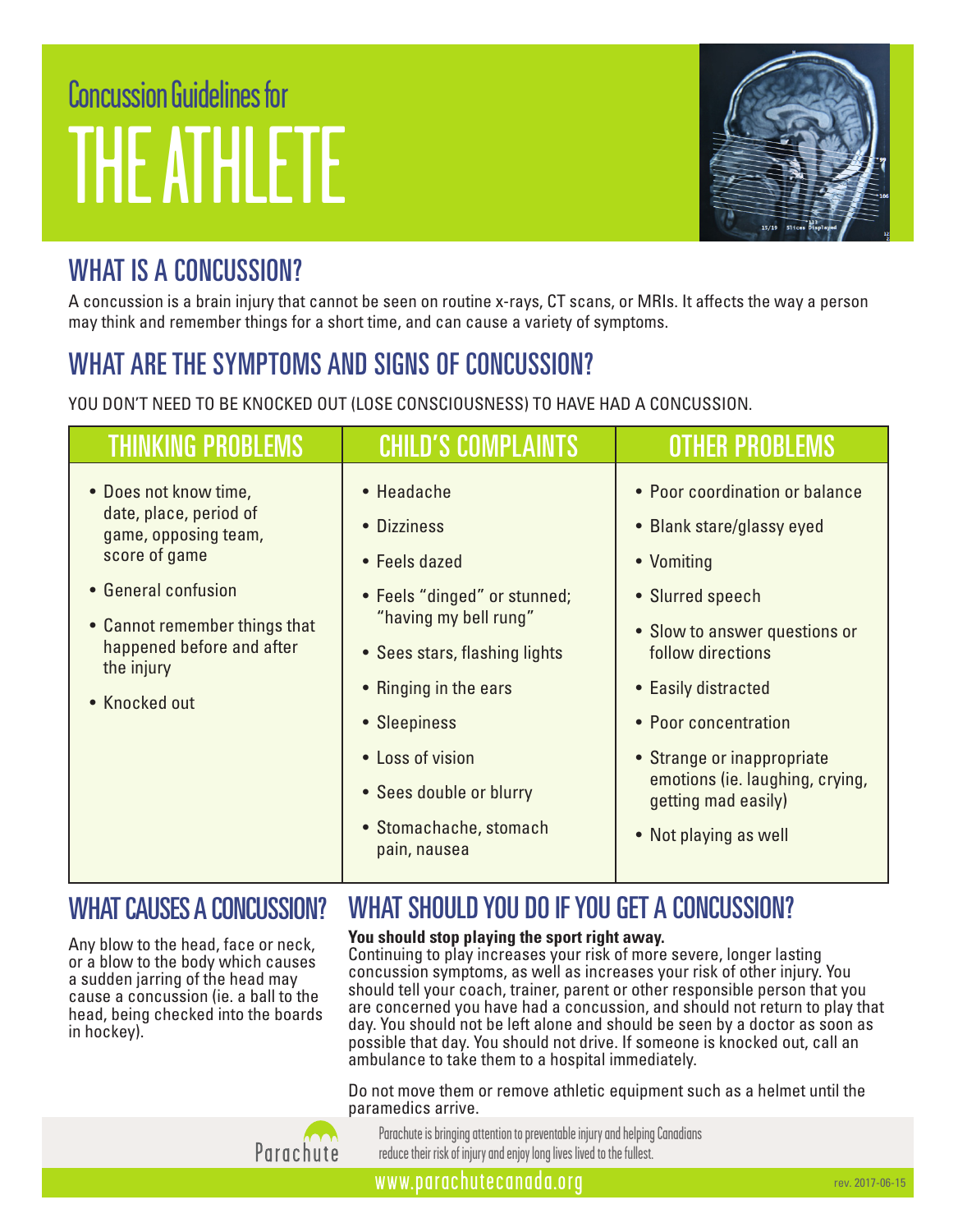# Concussion Guidelines for THE ATHLETE

## WHAT IS A CONCUSSION?

A concussion is a brain injury that cannot be seen on routine x-rays, CT scans, or MRIs. It affects the way a person may think and remember things for a short time, and can cause a variety of symptoms.

## WHAT ARE THE SYMPTOMS AND SIGNS OF CONCUSSION?

YOU DON'T NEED TO BE KNOCKED OUT (LOSE CONSCIOUSNESS) TO HAVE HAD A CONCUSSION.

| THINKING PROBLEMS | CHILD'S COMPLAINTS | OTHER PROBLEMS |
|---|---|---|
| • Does not know time, date, place, period of game, opposing team, score of game<br>• General confusion<br>• Cannot remember things that happened before and after the injury<br>• Knocked out | • Headache<br>• Dizziness<br>• Feels dazed<br>• Feels "dinged" or stunned; "having my bell rung"<br>• Sees stars, flashing lights<br>• Ringing in the ears<br>• Sleepiness<br>• Loss of vision<br>• Sees double or blurry<br>• Stomachache, stomach pain, nausea | • Poor coordination or balance<br>• Blank stare/glassy eyed<br>• Vomiting<br>• Slurred speech<br>• Slow to answer questions or follow directions<br>• Easily distracted<br>• Poor concentration<br>• Strange or inappropriate emotions (ie. laughing, crying, getting mad easily)<br>• Not playing as well |

## WHAT CAUSES A CONCUSSION?

Any blow to the head, face or neck, or a blow to the body which causes a sudden jarring of the head may cause a concussion (ie. a ball to the head, being checked into the boards in hockey).

## WHAT SHOULD YOU DO IF YOU GET A CONCUSSION?

**You should stop playing the sport right away.**
Continuing to play increases your risk of more severe, longer lasting concussion symptoms, as well as increases your risk of other injury. You should tell your coach, trainer, parent or other responsible person that you are concerned you have had a concussion, and should not return to play that day. You should not be left alone and should be seen by a doctor as soon as possible that day. You should not drive. If someone is knocked out, call an ambulance to take them to a hospital immediately.

Do not move them or remove athletic equipment such as a helmet until the paramedics arrive.

Parachute

Parachute is bringing attention to preventable injury and helping Canadians reduce their risk of injury and enjoy long lives lived to the fullest.

www.parachutecanada.org

rev. 2017-06-15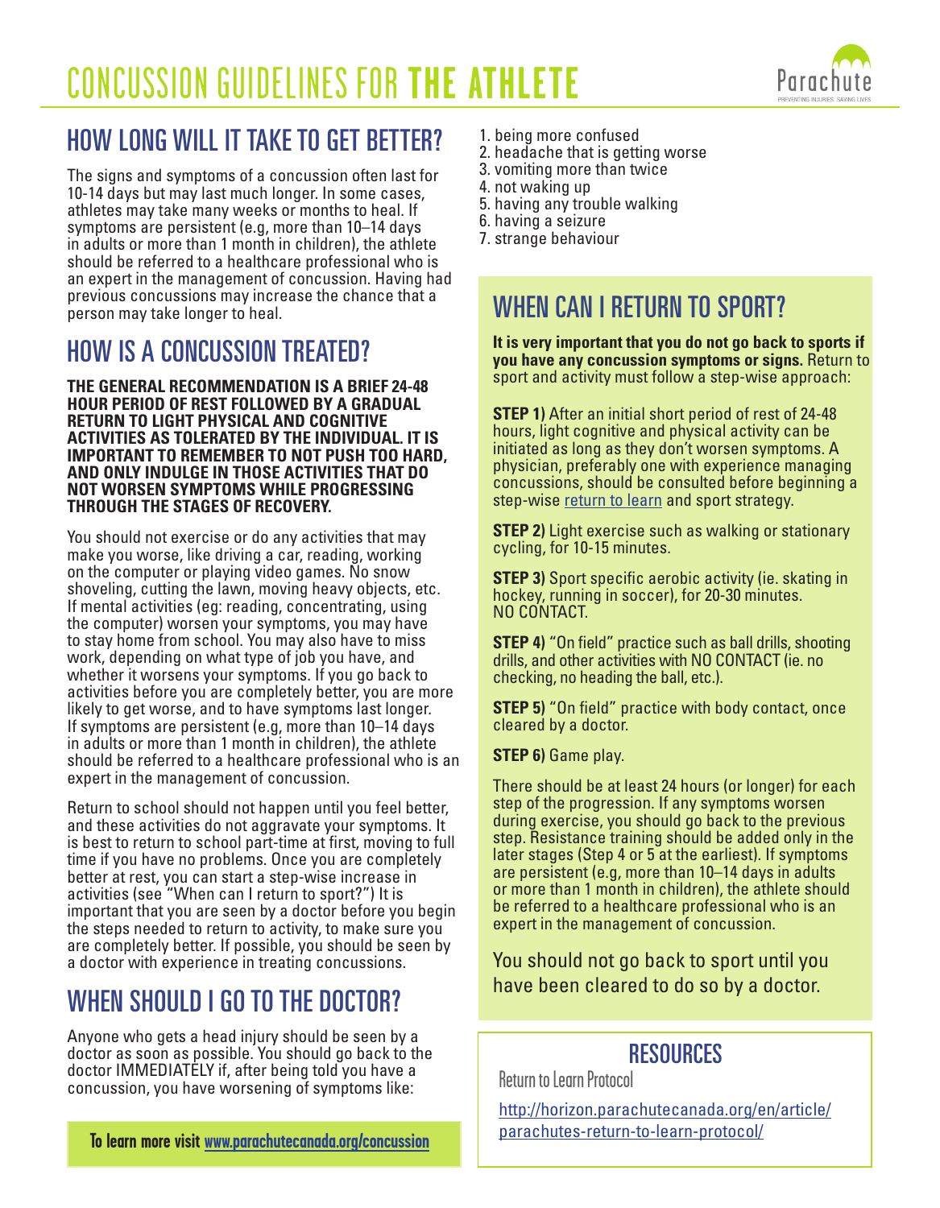# CONCUSSION GUIDELINES FOR **THE ATHLETE**

## HOW LONG WILL IT TAKE TO GET BETTER?

The signs and symptoms of a concussion often last for 10-14 days but may last much longer. In some cases, athletes may take many weeks or months to heal. If symptoms are persistent (e.g, more than 10–14 days in adults or more than 1 month in children), the athlete should be referred to a healthcare professional who is an expert in the management of concussion. Having had previous concussions may increase the chance that a person may take longer to heal.

## HOW IS A CONCUSSION TREATED?

**THE GENERAL RECOMMENDATION IS A BRIEF 24-48 HOUR PERIOD OF REST FOLLOWED BY A GRADUAL RETURN TO LIGHT PHYSICAL AND COGNITIVE ACTIVITIES AS TOLERATED BY THE INDIVIDUAL. IT IS IMPORTANT TO REMEMBER TO NOT PUSH TOO HARD, AND ONLY INDULGE IN THOSE ACTIVITIES THAT DO NOT WORSEN SYMPTOMS WHILE PROGRESSING THROUGH THE STAGES OF RECOVERY.**

You should not exercise or do any activities that may make you worse, like driving a car, reading, working on the computer or playing video games. No snow shoveling, cutting the lawn, moving heavy objects, etc. If mental activities (eg: reading, concentrating, using the computer) worsen your symptoms, you may have to stay home from school. You may also have to miss work, depending on what type of job you have, and whether it worsens your symptoms. If you go back to activities before you are completely better, you are more likely to get worse, and to have symptoms last longer. If symptoms are persistent (e.g, more than 10–14 days in adults or more than 1 month in children), the athlete should be referred to a healthcare professional who is an expert in the management of concussion.

Return to school should not happen until you feel better, and these activities do not aggravate your symptoms. It is best to return to school part-time at first, moving to full time if you have no problems. Once you are completely better at rest, you can start a step-wise increase in activities (see "When can I return to sport?") It is important that you are seen by a doctor before you begin the steps needed to return to activity, to make sure you are completely better. If possible, you should be seen by a doctor with experience in treating concussions.

## WHEN SHOULD I GO TO THE DOCTOR?

Anyone who gets a head injury should be seen by a doctor as soon as possible. You should go back to the doctor IMMEDIATELY if, after being told you have a concussion, you have worsening of symptoms like:

1. being more confused
2. headache that is getting worse
3. vomiting more than twice
4. not waking up
5. having any trouble walking
6. having a seizure
7. strange behaviour

**To learn more visit www.parachutecanada.org/concussion**

## WHEN CAN I RETURN TO SPORT?

**It is very important that you do not go back to sports if you have any concussion symptoms or signs.** Return to sport and activity must follow a step-wise approach:

**STEP 1)** After an initial short period of rest of 24-48 hours, light cognitive and physical activity can be initiated as long as they don't worsen symptoms. A physician, preferably one with experience managing concussions, should be consulted before beginning a step-wise return to learn and sport strategy.

**STEP 2)** Light exercise such as walking or stationary cycling, for 10-15 minutes.

**STEP 3)** Sport specific aerobic activity (ie. skating in hockey, running in soccer), for 20-30 minutes. NO CONTACT.

**STEP 4)** "On field" practice such as ball drills, shooting drills, and other activities with NO CONTACT (ie. no checking, no heading the ball, etc.).

**STEP 5)** "On field" practice with body contact, once cleared by a doctor.

**STEP 6)** Game play.

There should be at least 24 hours (or longer) for each step of the progression. If any symptoms worsen during exercise, you should go back to the previous step. Resistance training should be added only in the later stages (Step 4 or 5 at the earliest). If symptoms are persistent (e.g, more than 10–14 days in adults or more than 1 month in children), the athlete should be referred to a healthcare professional who is an expert in the management of concussion.

You should not go back to sport until you have been cleared to do so by a doctor.

## RESOURCES

Return to Learn Protocol

http://horizon.parachutecanada.org/en/article/parachutes-return-to-learn-protocol/